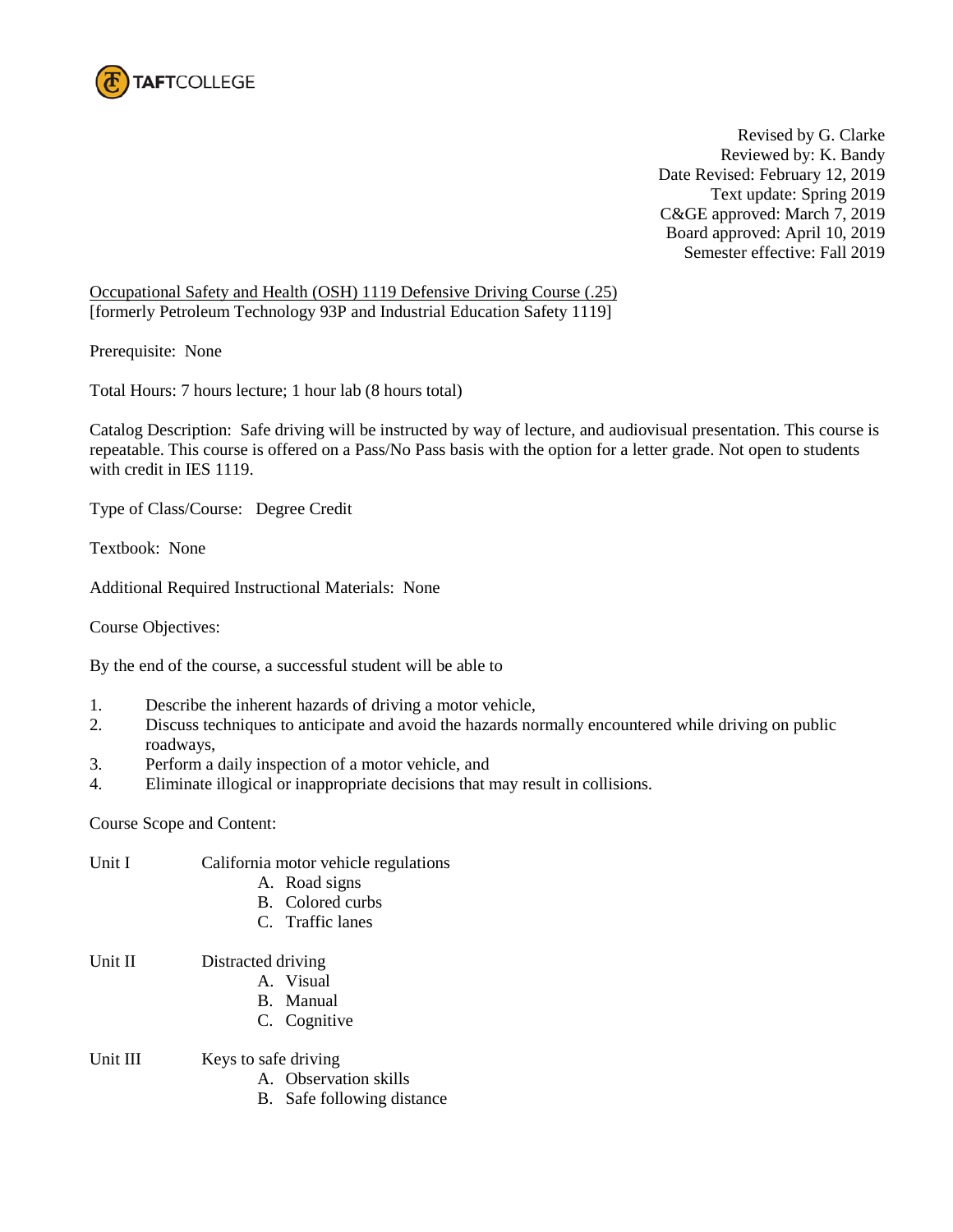TAFTCOLLEGE

Revised by G. Clarke
Reviewed by: K. Bandy
Date Revised: February 12, 2019
Text update: Spring 2019
C&GE approved: March 7, 2019
Board approved: April 10, 2019
Semester effective: Fall 2019

Occupational Safety and Health (OSH) 1119 Defensive Driving Course (.25)
[formerly Petroleum Technology 93P and Industrial Education Safety 1119]

Prerequisite: None

Total Hours: 7 hours lecture; 1 hour lab (8 hours total)

Catalog Description: Safe driving will be instructed by way of lecture, and audiovisual presentation. This course is repeatable. This course is offered on a Pass/No Pass basis with the option for a letter grade. Not open to students with credit in IES 1119.

Type of Class/Course: Degree Credit

Textbook: None

Additional Required Instructional Materials: None

Course Objectives:

By the end of the course, a successful student will be able to

1. Describe the inherent hazards of driving a motor vehicle,
2. Discuss techniques to anticipate and avoid the hazards normally encountered while driving on public roadways,
3. Perform a daily inspection of a motor vehicle, and
4. Eliminate illogical or inappropriate decisions that may result in collisions.

Course Scope and Content:

Unit I California motor vehicle regulations
- A. Road signs
- B. Colored curbs
- C. Traffic lanes

Unit II Distracted driving
- A. Visual
- B. Manual
- C. Cognitive

Unit III Keys to safe driving
- A. Observation skills
- B. Safe following distance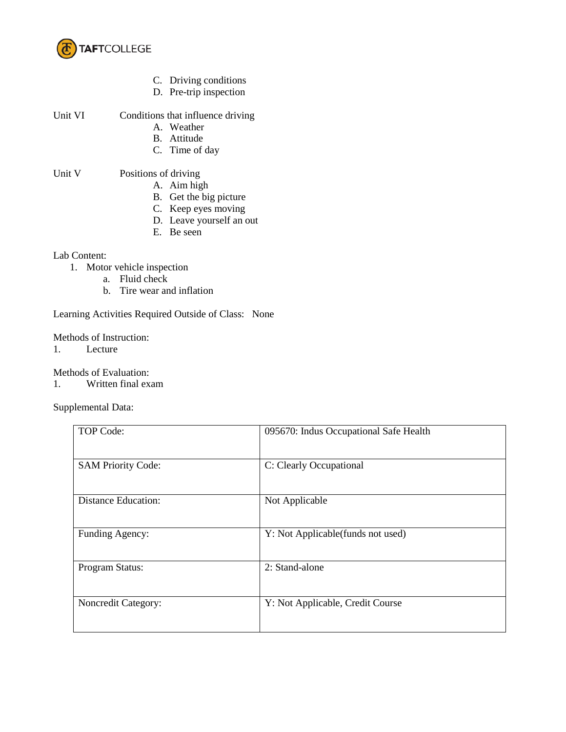C. Driving conditions
   D. Pre-trip inspection

Unit VI — Conditions that influence driving

   A. Weather
   B. Attitude
   C. Time of day

Unit V — Positions of driving

   A. Aim high
   B. Get the big picture
   C. Keep eyes moving
   D. Leave yourself an out
   E. Be seen

Lab Content:

1. Motor vehicle inspection
   a. Fluid check
   b. Tire wear and inflation

Learning Activities Required Outside of Class: None

Methods of Instruction:

1. Lecture

Methods of Evaluation:

1. Written final exam

Supplemental Data:

| | |
|---|---|
| TOP Code: | 095670: Indus Occupational Safe Health |
| SAM Priority Code: | C: Clearly Occupational |
| Distance Education: | Not Applicable |
| Funding Agency: | Y: Not Applicable(funds not used) |
| Program Status: | 2: Stand-alone |
| Noncredit Category: | Y: Not Applicable, Credit Course |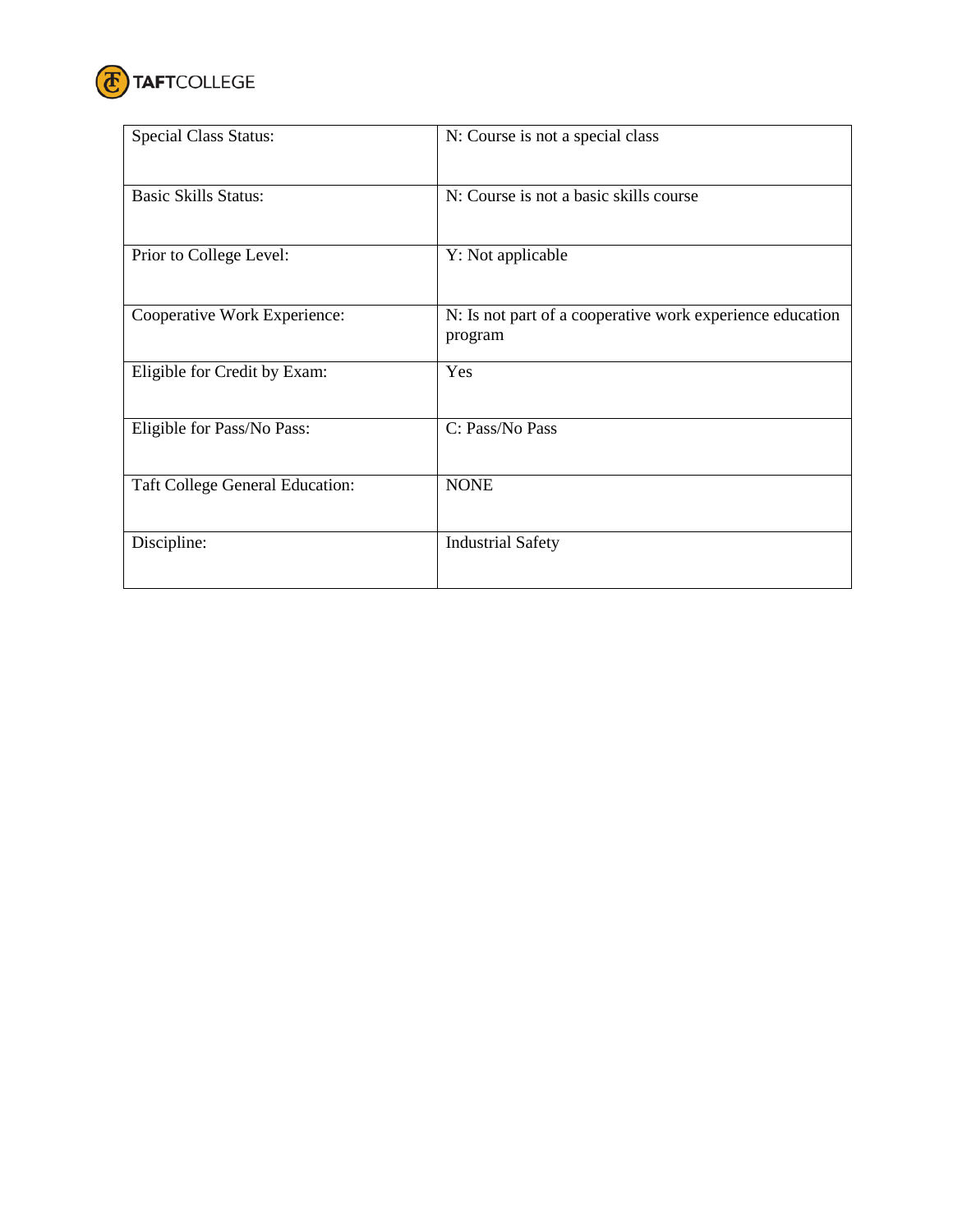| | |
|---|---|
| Special Class Status: | N: Course is not a special class |
| Basic Skills Status: | N: Course is not a basic skills course |
| Prior to College Level: | Y: Not applicable |
| Cooperative Work Experience: | N: Is not part of a cooperative work experience education program |
| Eligible for Credit by Exam: | Yes |
| Eligible for Pass/No Pass: | C: Pass/No Pass |
| Taft College General Education: | NONE |
| Discipline: | Industrial Safety |